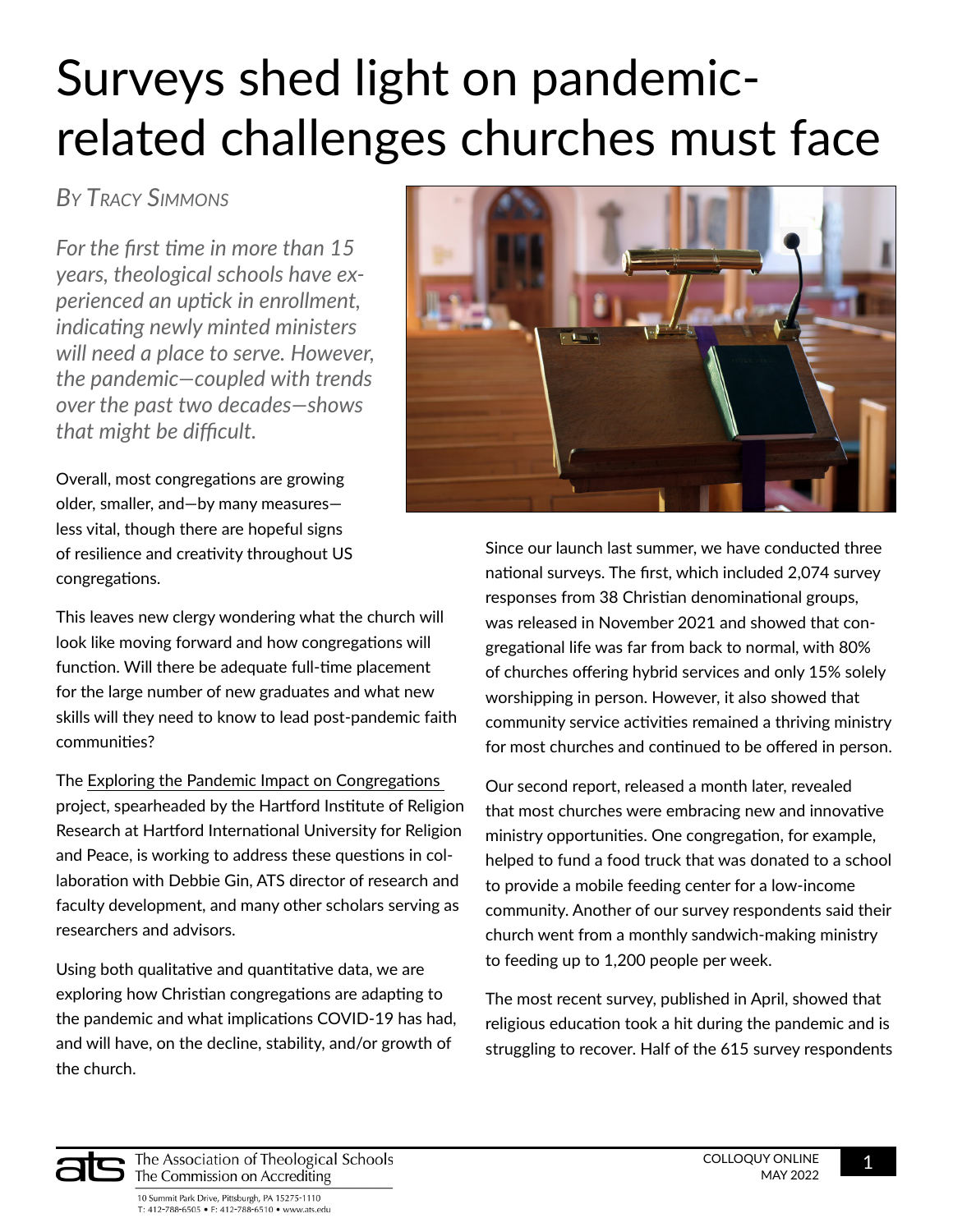# Surveys shed light on pandemic-related challenges churches must face

*By Tracy Simmons*

*For the first time in more than 15 years, theological schools have experienced an uptick in enrollment, indicating newly minted ministers will need a place to serve. However, the pandemic—coupled with trends over the past two decades—shows that might be difficult.*

Overall, most congregations are growing older, smaller, and—by many measures—less vital, though there are hopeful signs of resilience and creativity throughout US congregations.

This leaves new clergy wondering what the church will look like moving forward and how congregations will function. Will there be adequate full-time placement for the large number of new graduates and what new skills will they need to know to lead post-pandemic faith communities?

The Exploring the Pandemic Impact on Congregations project, spearheaded by the Hartford Institute of Religion Research at Hartford International University for Religion and Peace, is working to address these questions in collaboration with Debbie Gin, ATS director of research and faculty development, and many other scholars serving as researchers and advisors.

Using both qualitative and quantitative data, we are exploring how Christian congregations are adapting to the pandemic and what implications COVID-19 has had, and will have, on the decline, stability, and/or growth of the church.

Since our launch last summer, we have conducted three national surveys. The first, which included 2,074 survey responses from 38 Christian denominational groups, was released in November 2021 and showed that congregational life was far from back to normal, with 80% of churches offering hybrid services and only 15% solely worshipping in person. However, it also showed that community service activities remained a thriving ministry for most churches and continued to be offered in person.

Our second report, released a month later, revealed that most churches were embracing new and innovative ministry opportunities. One congregation, for example, helped to fund a food truck that was donated to a school to provide a mobile feeding center for a low-income community. Another of our survey respondents said their church went from a monthly sandwich-making ministry to feeding up to 1,200 people per week.

The most recent survey, published in April, showed that religious education took a hit during the pandemic and is struggling to recover. Half of the 615 survey respondents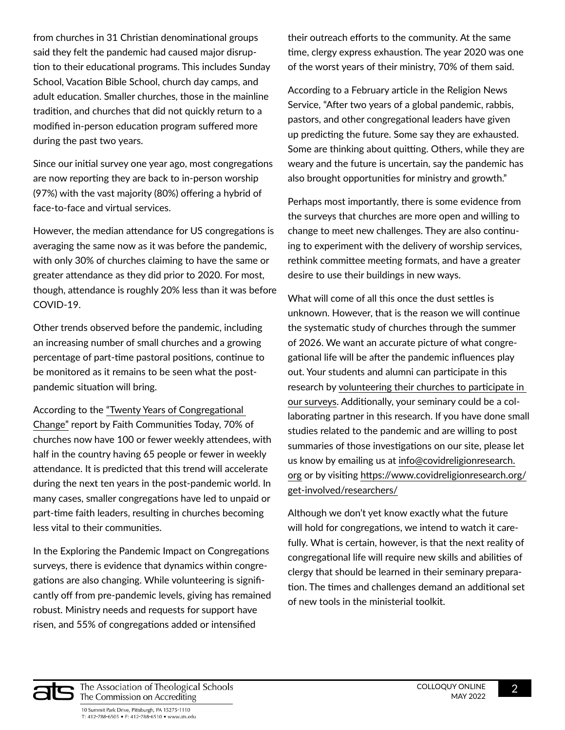from churches in 31 Christian denominational groups said they felt the pandemic had caused major disruption to their educational programs. This includes Sunday School, Vacation Bible School, church day camps, and adult education. Smaller churches, those in the mainline tradition, and churches that did not quickly return to a modified in-person education program suffered more during the past two years.

Since our initial survey one year ago, most congregations are now reporting they are back to in-person worship (97%) with the vast majority (80%) offering a hybrid of face-to-face and virtual services.

However, the median attendance for US congregations is averaging the same now as it was before the pandemic, with only 30% of churches claiming to have the same or greater attendance as they did prior to 2020. For most, though, attendance is roughly 20% less than it was before COVID-19.

Other trends observed before the pandemic, including an increasing number of small churches and a growing percentage of part-time pastoral positions, continue to be monitored as it remains to be seen what the post-pandemic situation will bring.

According to the "Twenty Years of Congregational Change" report by Faith Communities Today, 70% of churches now have 100 or fewer weekly attendees, with half in the country having 65 people or fewer in weekly attendance. It is predicted that this trend will accelerate during the next ten years in the post-pandemic world. In many cases, smaller congregations have led to unpaid or part-time faith leaders, resulting in churches becoming less vital to their communities.

In the Exploring the Pandemic Impact on Congregations surveys, there is evidence that dynamics within congregations are also changing. While volunteering is significantly off from pre-pandemic levels, giving has remained robust. Ministry needs and requests for support have risen, and 55% of congregations added or intensified their outreach efforts to the community. At the same time, clergy express exhaustion. The year 2020 was one of the worst years of their ministry, 70% of them said.

According to a February article in the Religion News Service, "After two years of a global pandemic, rabbis, pastors, and other congregational leaders have given up predicting the future. Some say they are exhausted. Some are thinking about quitting. Others, while they are weary and the future is uncertain, say the pandemic has also brought opportunities for ministry and growth."

Perhaps most importantly, there is some evidence from the surveys that churches are more open and willing to change to meet new challenges. They are also continuing to experiment with the delivery of worship services, rethink committee meeting formats, and have a greater desire to use their buildings in new ways.

What will come of all this once the dust settles is unknown. However, that is the reason we will continue the systematic study of churches through the summer of 2026. We want an accurate picture of what congregational life will be after the pandemic influences play out. Your students and alumni can participate in this research by volunteering their churches to participate in our surveys. Additionally, your seminary could be a collaborating partner in this research. If you have done small studies related to the pandemic and are willing to post summaries of those investigations on our site, please let us know by emailing us at info@covidreligionresearch.org or by visiting https://www.covidreligionresearch.org/get-involved/researchers/

Although we don't yet know exactly what the future will hold for congregations, we intend to watch it carefully. What is certain, however, is that the next reality of congregational life will require new skills and abilities of clergy that should be learned in their seminary preparation. The times and challenges demand an additional set of new tools in the ministerial toolkit.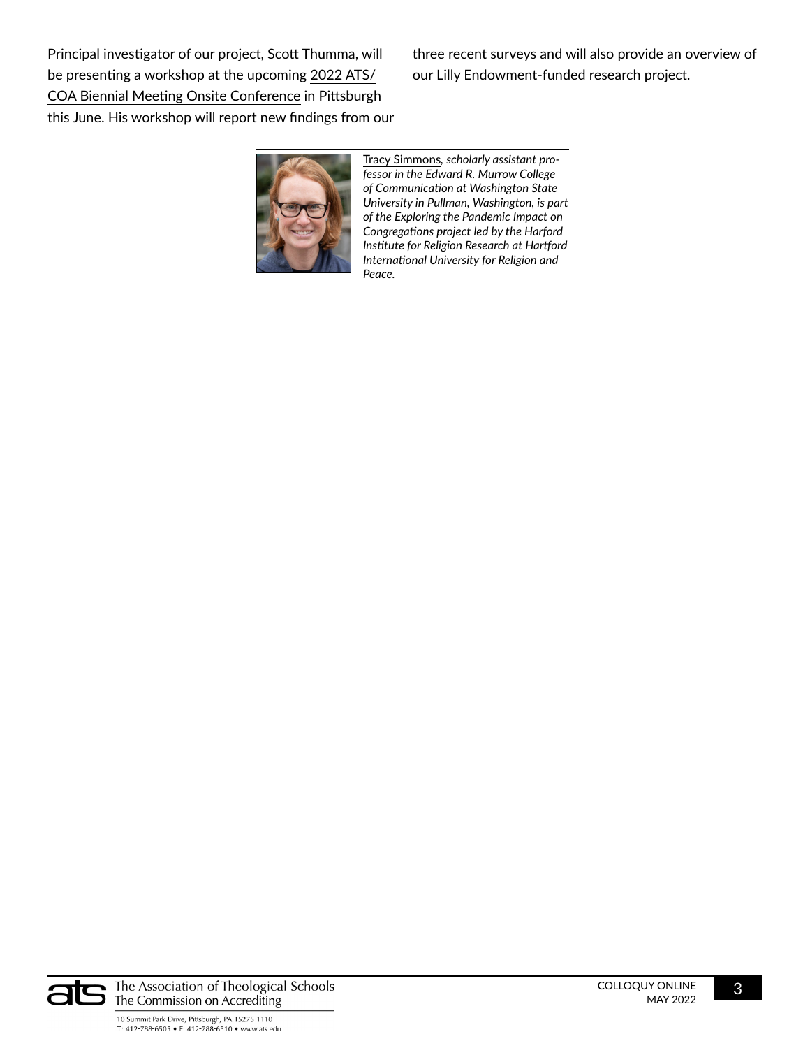Principal investigator of our project, Scott Thumma, will be presenting a workshop at the upcoming 2022 ATS/COA Biennial Meeting Onsite Conference in Pittsburgh this June. His workshop will report new findings from our three recent surveys and will also provide an overview of our Lilly Endowment-funded research project.

Tracy Simmons, *scholarly assistant professor in the Edward R. Murrow College of Communication at Washington State University in Pullman, Washington, is part of the Exploring the Pandemic Impact on Congregations project led by the Harford Institute for Religion Research at Hartford International University for Religion and Peace.*